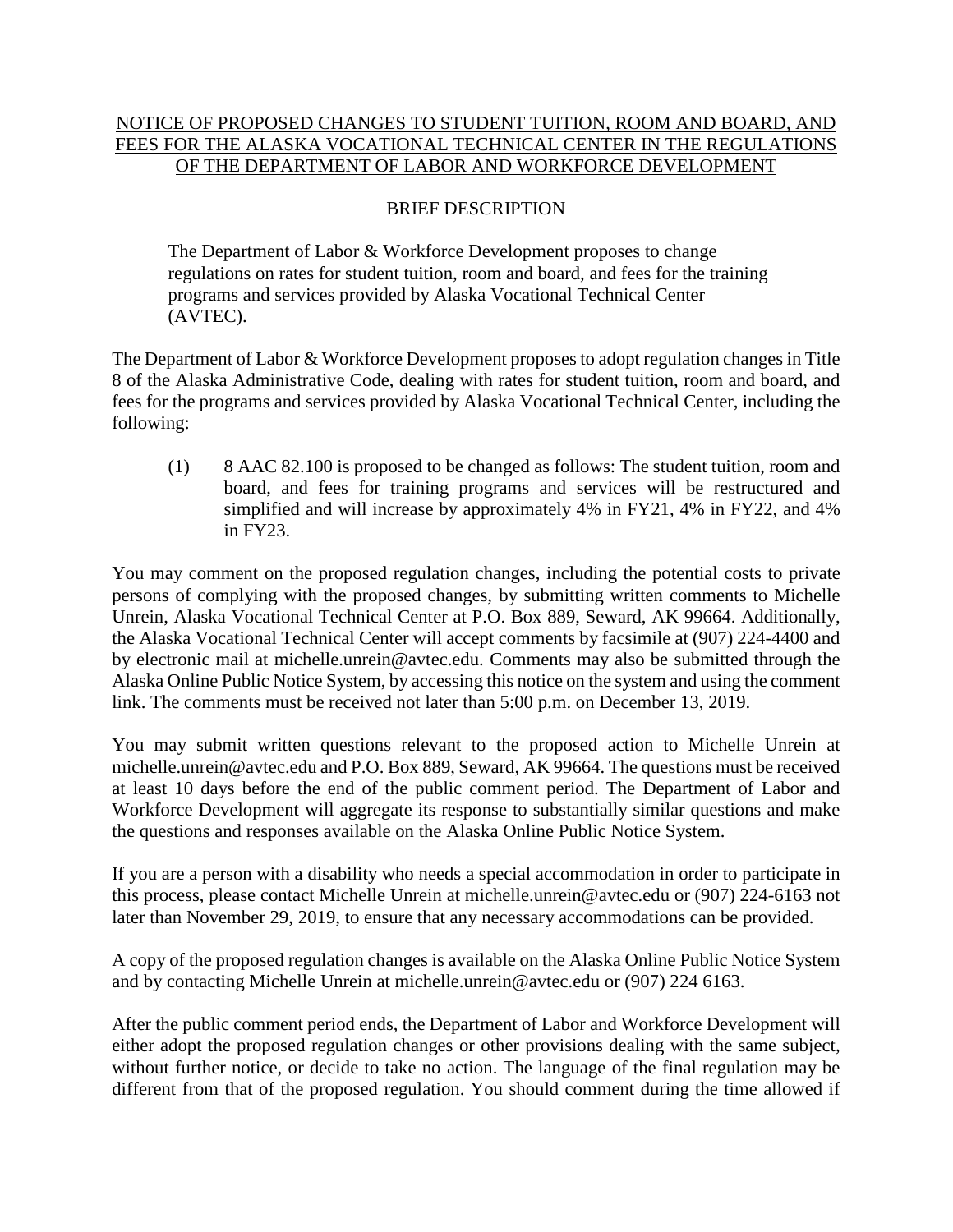NOTICE OF PROPOSED CHANGES TO STUDENT TUITION, ROOM AND BOARD, AND FEES FOR THE ALASKA VOCATIONAL TECHNICAL CENTER IN THE REGULATIONS OF THE DEPARTMENT OF LABOR AND WORKFORCE DEVELOPMENT

BRIEF DESCRIPTION

> The Department of Labor & Workforce Development proposes to change regulations on rates for student tuition, room and board, and fees for the training programs and services provided by Alaska Vocational Technical Center (AVTEC).

The Department of Labor & Workforce Development proposes to adopt regulation changes in Title 8 of the Alaska Administrative Code, dealing with rates for student tuition, room and board, and fees for the programs and services provided by Alaska Vocational Technical Center, including the following:

(1) 8 AAC 82.100 is proposed to be changed as follows: The student tuition, room and board, and fees for training programs and services will be restructured and simplified and will increase by approximately 4% in FY21, 4% in FY22, and 4% in FY23.

You may comment on the proposed regulation changes, including the potential costs to private persons of complying with the proposed changes, by submitting written comments to Michelle Unrein, Alaska Vocational Technical Center at P.O. Box 889, Seward, AK 99664. Additionally, the Alaska Vocational Technical Center will accept comments by facsimile at (907) 224-4400 and by electronic mail at michelle.unrein@avtec.edu. Comments may also be submitted through the Alaska Online Public Notice System, by accessing this notice on the system and using the comment link. The comments must be received not later than 5:00 p.m. on December 13, 2019.

You may submit written questions relevant to the proposed action to Michelle Unrein at michelle.unrein@avtec.edu and P.O. Box 889, Seward, AK 99664. The questions must be received at least 10 days before the end of the public comment period. The Department of Labor and Workforce Development will aggregate its response to substantially similar questions and make the questions and responses available on the Alaska Online Public Notice System.

If you are a person with a disability who needs a special accommodation in order to participate in this process, please contact Michelle Unrein at michelle.unrein@avtec.edu or (907) 224-6163 not later than November 29, 2019, to ensure that any necessary accommodations can be provided.

A copy of the proposed regulation changes is available on the Alaska Online Public Notice System and by contacting Michelle Unrein at michelle.unrein@avtec.edu or (907) 224 6163.

After the public comment period ends, the Department of Labor and Workforce Development will either adopt the proposed regulation changes or other provisions dealing with the same subject, without further notice, or decide to take no action. The language of the final regulation may be different from that of the proposed regulation. You should comment during the time allowed if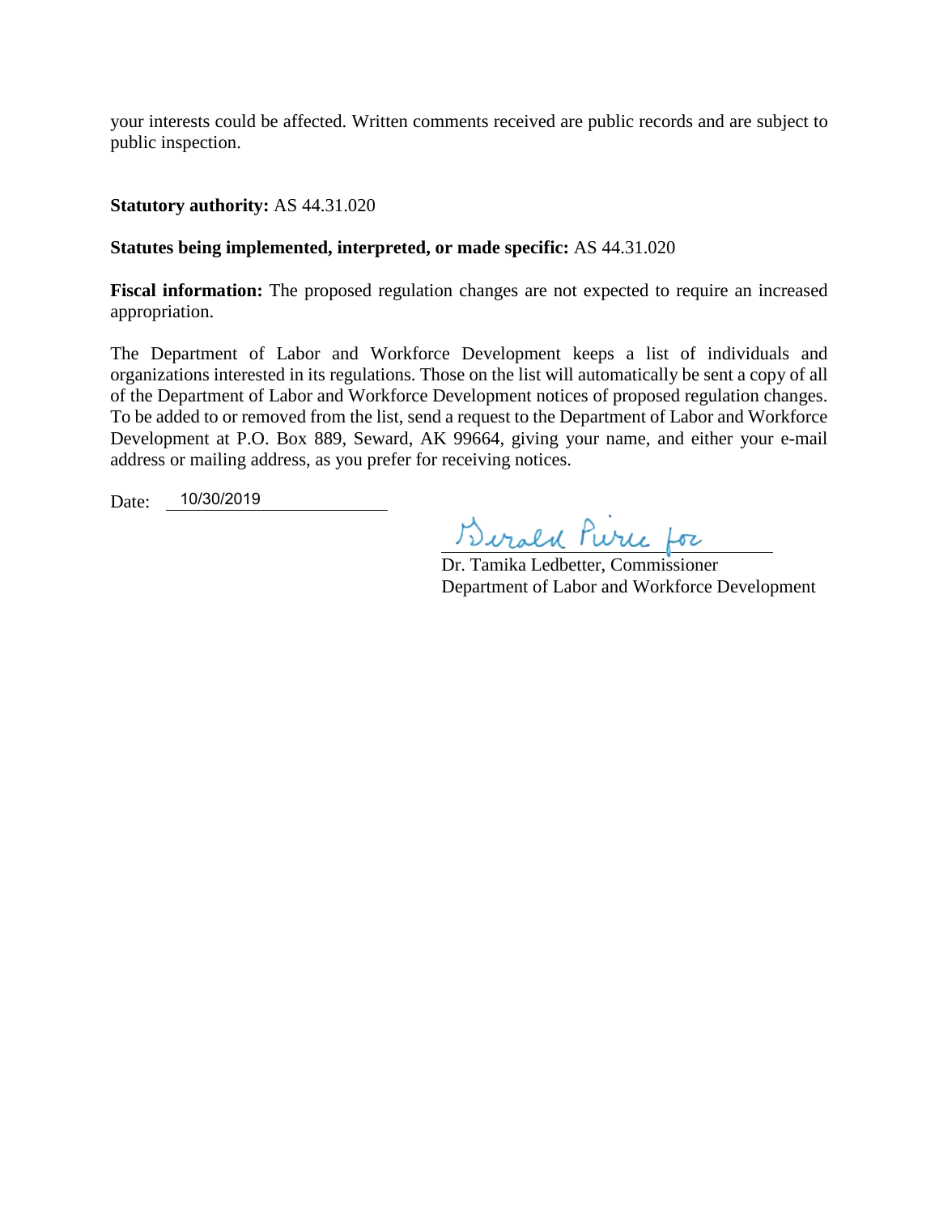your interests could be affected. Written comments received are public records and are subject to public inspection.

**Statutory authority:** AS 44.31.020

**Statutes being implemented, interpreted, or made specific:** AS 44.31.020

**Fiscal information:** The proposed regulation changes are not expected to require an increased appropriation.

The Department of Labor and Workforce Development keeps a list of individuals and organizations interested in its regulations. Those on the list will automatically be sent a copy of all of the Department of Labor and Workforce Development notices of proposed regulation changes. To be added to or removed from the list, send a request to the Department of Labor and Workforce Development at P.O. Box 889, Seward, AK 99664, giving your name, and either your e-mail address or mailing address, as you prefer for receiving notices.

Date: 10/30/2019

Gerald Pierce for

Dr. Tamika Ledbetter, Commissioner
Department of Labor and Workforce Development